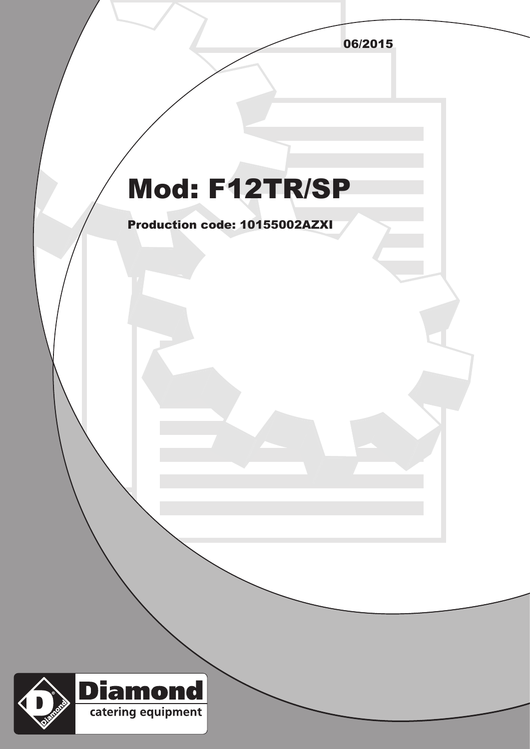06/2015

# Mod: F12TR/SP

**Production code: 10155002AZXI**

Diamond
catering equipment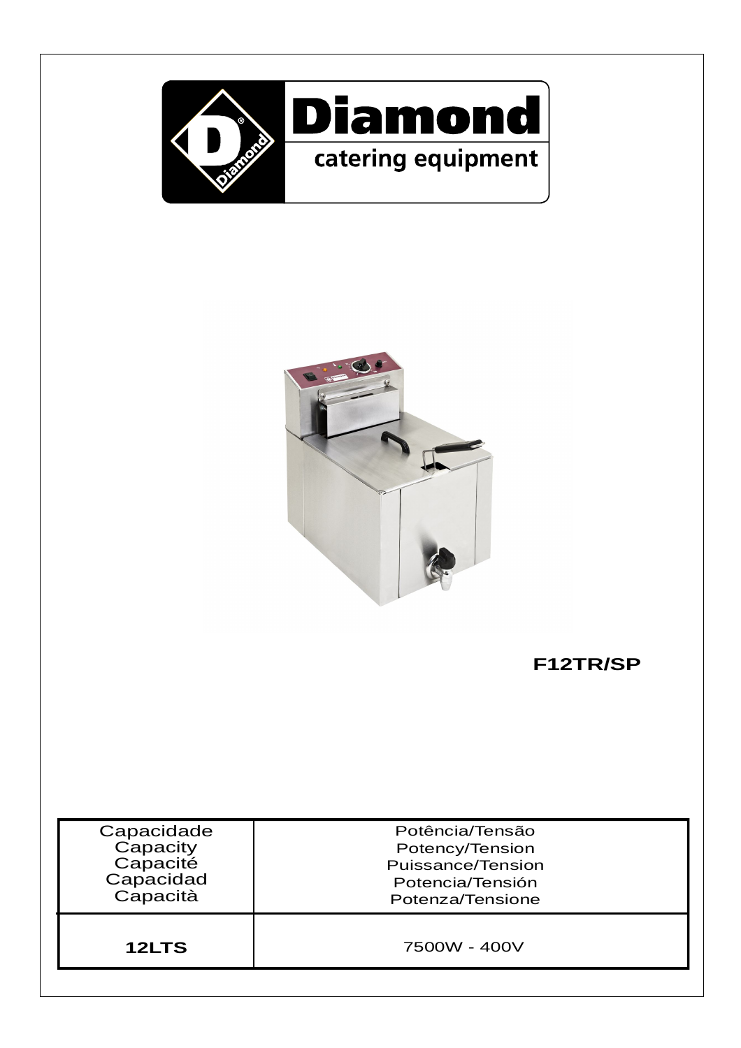**Diamond**

catering equipment

**F12TR/SP**

| Capacidade<br>Capacity<br>Capacité<br>Capacidad<br>Capacità | Potência/Tensão<br>Potency/Tension<br>Puissance/Tension<br>Potencia/Tensión<br>Potenza/Tensione |
| --- | --- |
| **12LTS** | 7500W - 400V |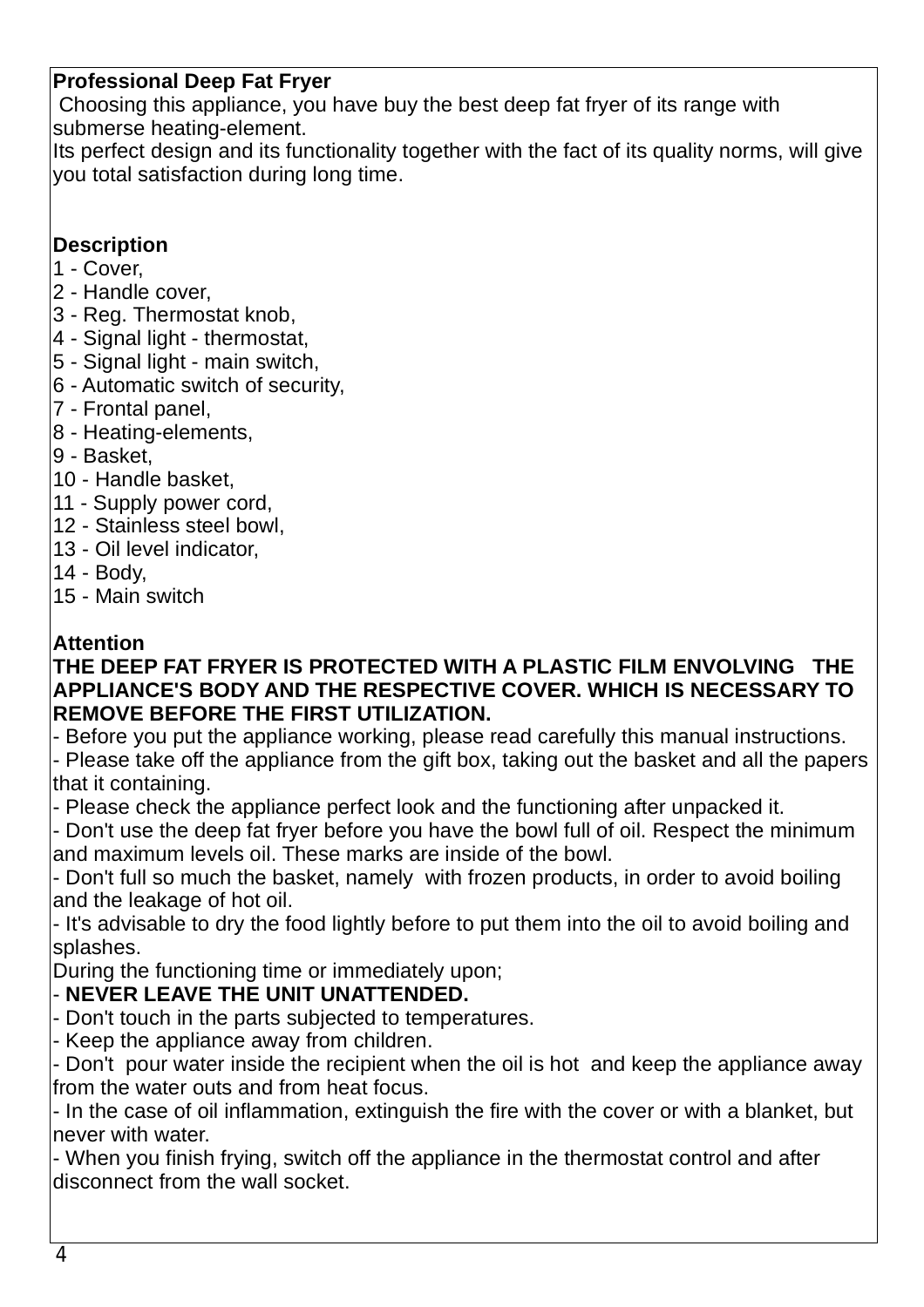**Professional Deep Fat Fryer**

Choosing this appliance, you have buy the best deep fat fryer of its range with submerse heating-element.
Its perfect design and its functionality together with the fact of its quality norms, will give you total satisfaction during long time.

**Description**

1 - Cover,
2 - Handle cover,
3 - Reg. Thermostat knob,
4 - Signal light - thermostat,
5 - Signal light - main switch,
6 - Automatic switch of security,
7 - Frontal panel,
8 - Heating-elements,
9 - Basket,
10 - Handle basket,
11 - Supply power cord,
12 - Stainless steel bowl,
13 - Oil level indicator,
14 - Body,
15 - Main switch

**Attention**

**THE DEEP FAT FRYER IS PROTECTED WITH A PLASTIC FILM ENVOLVING THE APPLIANCE'S BODY AND THE RESPECTIVE COVER. WHICH IS NECESSARY TO REMOVE BEFORE THE FIRST UTILIZATION.**

- Before you put the appliance working, please read carefully this manual instructions.
- Please take off the appliance from the gift box, taking out the basket and all the papers that it containing.
- Please check the appliance perfect look and the functioning after unpacked it.
- Don't use the deep fat fryer before you have the bowl full of oil. Respect the minimum and maximum levels oil. These marks are inside of the bowl.
- Don't full so much the basket, namely with frozen products, in order to avoid boiling and the leakage of hot oil.
- It's advisable to dry the food lightly before to put them into the oil to avoid boiling and splashes.

During the functioning time or immediately upon;

- **NEVER LEAVE THE UNIT UNATTENDED.**
- Don't touch in the parts subjected to temperatures.
- Keep the appliance away from children.
- Don't pour water inside the recipient when the oil is hot and keep the appliance away from the water outs and from heat focus.
- In the case of oil inflammation, extinguish the fire with the cover or with a blanket, but never with water.
- When you finish frying, switch off the appliance in the thermostat control and after disconnect from the wall socket.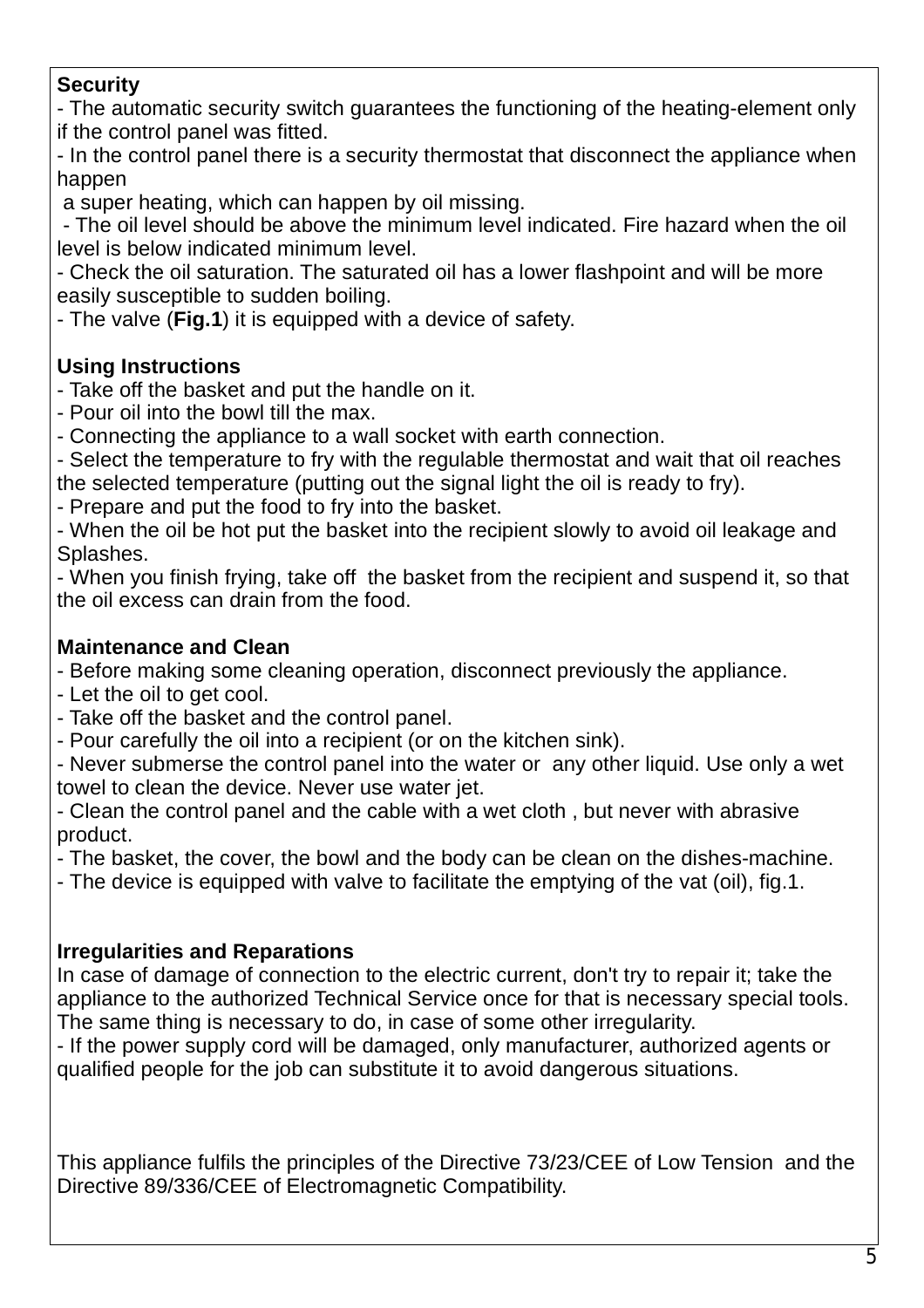**Security**

- The automatic security switch guarantees the functioning of the heating-element only if the control panel was fitted.
- In the control panel there is a security thermostat that disconnect the appliance when happen a super heating, which can happen by oil missing.
- The oil level should be above the minimum level indicated. Fire hazard when the oil level is below indicated minimum level.
- Check the oil saturation. The saturated oil has a lower flashpoint and will be more easily susceptible to sudden boiling.
- The valve (**Fig.1**) it is equipped with a device of safety.

**Using Instructions**

- Take off the basket and put the handle on it.
- Pour oil into the bowl till the max.
- Connecting the appliance to a wall socket with earth connection.
- Select the temperature to fry with the regulable thermostat and wait that oil reaches the selected temperature (putting out the signal light the oil is ready to fry).
- Prepare and put the food to fry into the basket.
- When the oil be hot put the basket into the recipient slowly to avoid oil leakage and Splashes.
- When you finish frying, take off the basket from the recipient and suspend it, so that the oil excess can drain from the food.

**Maintenance and Clean**

- Before making some cleaning operation, disconnect previously the appliance.
- Let the oil to get cool.
- Take off the basket and the control panel.
- Pour carefully the oil into a recipient (or on the kitchen sink).
- Never submerse the control panel into the water or any other liquid. Use only a wet towel to clean the device. Never use water jet.
- Clean the control panel and the cable with a wet cloth , but never with abrasive product.
- The basket, the cover, the bowl and the body can be clean on the dishes-machine.
- The device is equipped with valve to facilitate the emptying of the vat (oil), fig.1.

**Irregularities and Reparations**

In case of damage of connection to the electric current, don't try to repair it; take the appliance to the authorized Technical Service once for that is necessary special tools. The same thing is necessary to do, in case of some other irregularity.

- If the power supply cord will be damaged, only manufacturer, authorized agents or qualified people for the job can substitute it to avoid dangerous situations.

This appliance fulfils the principles of the Directive 73/23/CEE of Low Tension and the Directive 89/336/CEE of Electromagnetic Compatibility.